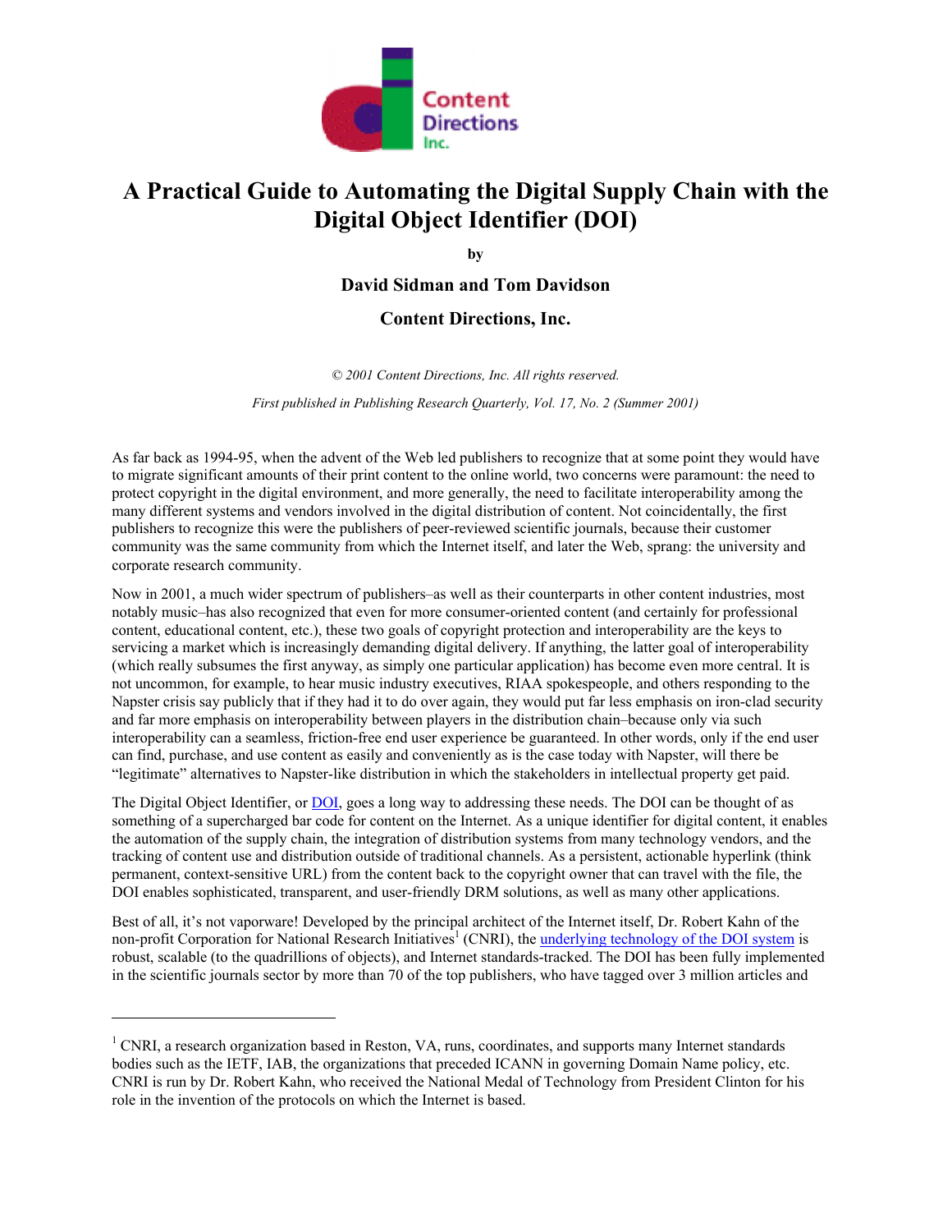Content Directions Inc.

# A Practical Guide to Automating the Digital Supply Chain with the Digital Object Identifier (DOI)

**by**

**David Sidman and Tom Davidson**

**Content Directions, Inc.**

*© 2001 Content Directions, Inc. All rights reserved.*

*First published in Publishing Research Quarterly, Vol. 17, No. 2 (Summer 2001)*

As far back as 1994-95, when the advent of the Web led publishers to recognize that at some point they would have to migrate significant amounts of their print content to the online world, two concerns were paramount: the need to protect copyright in the digital environment, and more generally, the need to facilitate interoperability among the many different systems and vendors involved in the digital distribution of content. Not coincidentally, the first publishers to recognize this were the publishers of peer-reviewed scientific journals, because their customer community was the same community from which the Internet itself, and later the Web, sprang: the university and corporate research community.

Now in 2001, a much wider spectrum of publishers–as well as their counterparts in other content industries, most notably music–has also recognized that even for more consumer-oriented content (and certainly for professional content, educational content, etc.), these two goals of copyright protection and interoperability are the keys to servicing a market which is increasingly demanding digital delivery. If anything, the latter goal of interoperability (which really subsumes the first anyway, as simply one particular application) has become even more central. It is not uncommon, for example, to hear music industry executives, RIAA spokespeople, and others responding to the Napster crisis say publicly that if they had it to do over again, they would put far less emphasis on iron-clad security and far more emphasis on interoperability between players in the distribution chain–because only via such interoperability can a seamless, friction-free end user experience be guaranteed. In other words, only if the end user can find, purchase, and use content as easily and conveniently as is the case today with Napster, will there be "legitimate" alternatives to Napster-like distribution in which the stakeholders in intellectual property get paid.

The Digital Object Identifier, or DOI, goes a long way to addressing these needs. The DOI can be thought of as something of a supercharged bar code for content on the Internet. As a unique identifier for digital content, it enables the automation of the supply chain, the integration of distribution systems from many technology vendors, and the tracking of content use and distribution outside of traditional channels. As a persistent, actionable hyperlink (think permanent, context-sensitive URL) from the content back to the copyright owner that can travel with the file, the DOI enables sophisticated, transparent, and user-friendly DRM solutions, as well as many other applications.

Best of all, it's not vaporware! Developed by the principal architect of the Internet itself, Dr. Robert Kahn of the non-profit Corporation for National Research Initiatives[1] (CNRI), the underlying technology of the DOI system is robust, scalable (to the quadrillions of objects), and Internet standards-tracked. The DOI has been fully implemented in the scientific journals sector by more than 70 of the top publishers, who have tagged over 3 million articles and

[1] CNRI, a research organization based in Reston, VA, runs, coordinates, and supports many Internet standards bodies such as the IETF, IAB, the organizations that preceded ICANN in governing Domain Name policy, etc. CNRI is run by Dr. Robert Kahn, who received the National Medal of Technology from President Clinton for his role in the invention of the protocols on which the Internet is based.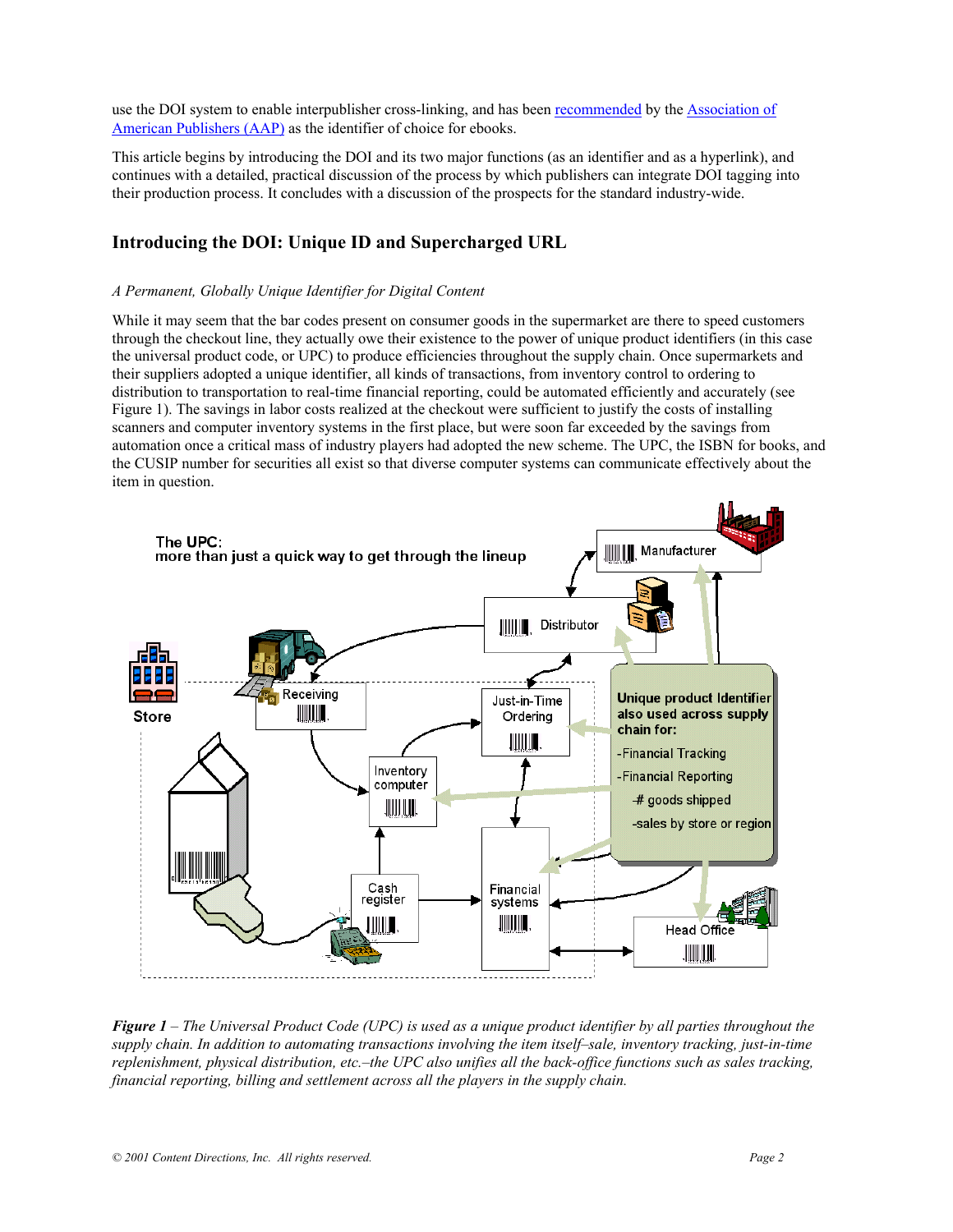use the DOI system to enable interpublisher cross-linking, and has been recommended by the Association of American Publishers (AAP) as the identifier of choice for ebooks.

This article begins by introducing the DOI and its two major functions (as an identifier and as a hyperlink), and continues with a detailed, practical discussion of the process by which publishers can integrate DOI tagging into their production process. It concludes with a discussion of the prospects for the standard industry-wide.

## Introducing the DOI: Unique ID and Supercharged URL

*A Permanent, Globally Unique Identifier for Digital Content*

While it may seem that the bar codes present on consumer goods in the supermarket are there to speed customers through the checkout line, they actually owe their existence to the power of unique product identifiers (in this case the universal product code, or UPC) to produce efficiencies throughout the supply chain. Once supermarkets and their suppliers adopted a unique identifier, all kinds of transactions, from inventory control to ordering to distribution to transportation to real-time financial reporting, could be automated efficiently and accurately (see Figure 1). The savings in labor costs realized at the checkout were sufficient to justify the costs of installing scanners and computer inventory systems in the first place, but were soon far exceeded by the savings from automation once a critical mass of industry players had adopted the new scheme. The UPC, the ISBN for books, and the CUSIP number for securities all exist so that diverse computer systems can communicate effectively about the item in question.

*Figure 1 – The Universal Product Code (UPC) is used as a unique product identifier by all parties throughout the supply chain. In addition to automating transactions involving the item itself–sale, inventory tracking, just-in-time replenishment, physical distribution, etc.–the UPC also unifies all the back-office functions such as sales tracking, financial reporting, billing and settlement across all the players in the supply chain.*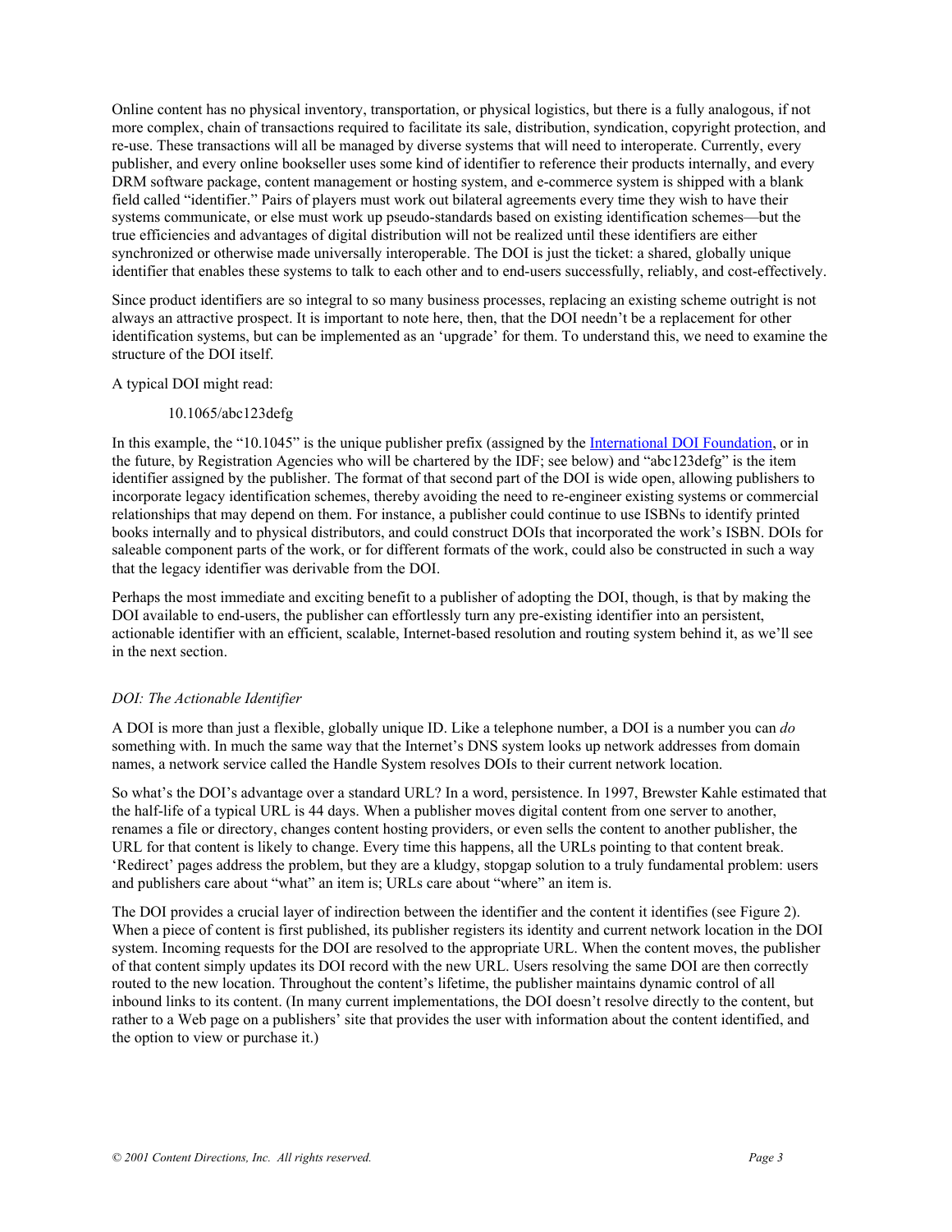Online content has no physical inventory, transportation, or physical logistics, but there is a fully analogous, if not more complex, chain of transactions required to facilitate its sale, distribution, syndication, copyright protection, and re-use. These transactions will all be managed by diverse systems that will need to interoperate. Currently, every publisher, and every online bookseller uses some kind of identifier to reference their products internally, and every DRM software package, content management or hosting system, and e-commerce system is shipped with a blank field called "identifier." Pairs of players must work out bilateral agreements every time they wish to have their systems communicate, or else must work up pseudo-standards based on existing identification schemes—but the true efficiencies and advantages of digital distribution will not be realized until these identifiers are either synchronized or otherwise made universally interoperable. The DOI is just the ticket: a shared, globally unique identifier that enables these systems to talk to each other and to end-users successfully, reliably, and cost-effectively.

Since product identifiers are so integral to so many business processes, replacing an existing scheme outright is not always an attractive prospect. It is important to note here, then, that the DOI needn't be a replacement for other identification systems, but can be implemented as an 'upgrade' for them. To understand this, we need to examine the structure of the DOI itself.

A typical DOI might read:

> 10.1065/abc123defg

In this example, the "10.1045" is the unique publisher prefix (assigned by the [International DOI Foundation](), or in the future, by Registration Agencies who will be chartered by the IDF; see below) and "abc123defg" is the item identifier assigned by the publisher. The format of that second part of the DOI is wide open, allowing publishers to incorporate legacy identification schemes, thereby avoiding the need to re-engineer existing systems or commercial relationships that may depend on them. For instance, a publisher could continue to use ISBNs to identify printed books internally and to physical distributors, and could construct DOIs that incorporated the work's ISBN. DOIs for saleable component parts of the work, or for different formats of the work, could also be constructed in such a way that the legacy identifier was derivable from the DOI.

Perhaps the most immediate and exciting benefit to a publisher of adopting the DOI, though, is that by making the DOI available to end-users, the publisher can effortlessly turn any pre-existing identifier into an persistent, actionable identifier with an efficient, scalable, Internet-based resolution and routing system behind it, as we'll see in the next section.

*DOI: The Actionable Identifier*

A DOI is more than just a flexible, globally unique ID. Like a telephone number, a DOI is a number you can *do* something with. In much the same way that the Internet's DNS system looks up network addresses from domain names, a network service called the Handle System resolves DOIs to their current network location.

So what's the DOI's advantage over a standard URL? In a word, persistence. In 1997, Brewster Kahle estimated that the half-life of a typical URL is 44 days. When a publisher moves digital content from one server to another, renames a file or directory, changes content hosting providers, or even sells the content to another publisher, the URL for that content is likely to change. Every time this happens, all the URLs pointing to that content break. 'Redirect' pages address the problem, but they are a kludgy, stopgap solution to a truly fundamental problem: users and publishers care about "what" an item is; URLs care about "where" an item is.

The DOI provides a crucial layer of indirection between the identifier and the content it identifies (see Figure 2). When a piece of content is first published, its publisher registers its identity and current network location in the DOI system. Incoming requests for the DOI are resolved to the appropriate URL. When the content moves, the publisher of that content simply updates its DOI record with the new URL. Users resolving the same DOI are then correctly routed to the new location. Throughout the content's lifetime, the publisher maintains dynamic control of all inbound links to its content. (In many current implementations, the DOI doesn't resolve directly to the content, but rather to a Web page on a publishers' site that provides the user with information about the content identified, and the option to view or purchase it.)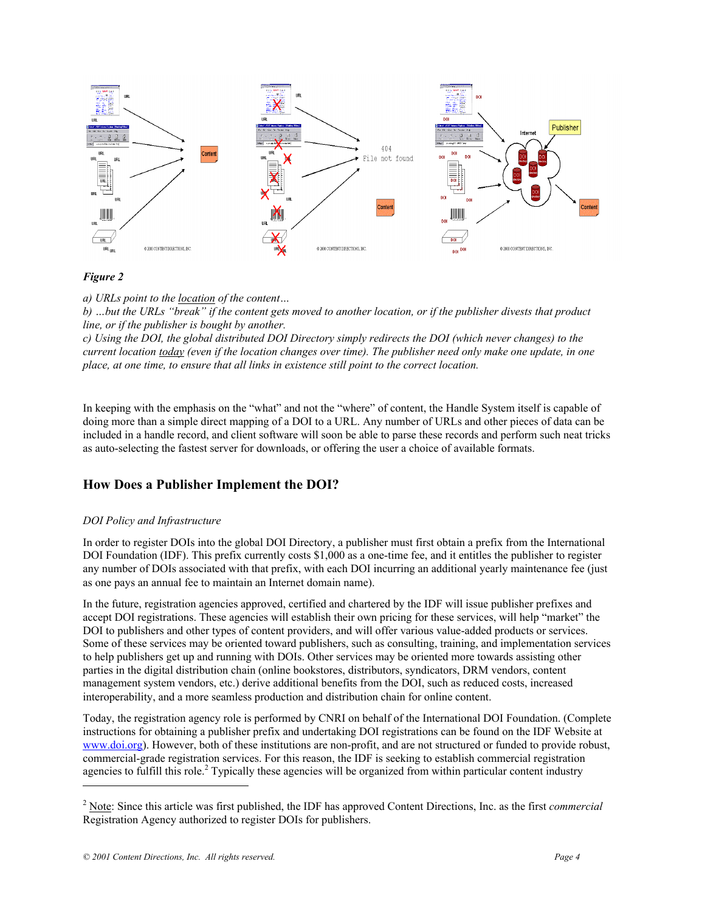URL

URL

URL URL

URL

URL

URL

URL

URL URL

Content

© 2000 CONTENT DIRECTIONS, INC.

URL

URL

URL

URL

URL

URL

404
File not found

Content

© 2000 CONTENT DIRECTIONS, INC.

DOI

DOI

DOI DOI

DOI

DOI DOI

DOI

DOI

DOI DOI

Internet

Publisher

Content

© 2000 CONTENT DIRECTIONS, INC.

***Figure 2***

*a) URLs point to the* *location* *of the content…*
*b) …but the URLs "break" if the content gets moved to another location, or if the publisher divests that product line, or if the publisher is bought by another.*
*c) Using the DOI, the global distributed DOI Directory simply redirects the DOI (which never changes) to the current location* *today* *(even if the location changes over time). The publisher need only make one update, in one place, at one time, to ensure that all links in existence still point to the correct location.*

In keeping with the emphasis on the "what" and not the "where" of content, the Handle System itself is capable of doing more than a simple direct mapping of a DOI to a URL. Any number of URLs and other pieces of data can be included in a handle record, and client software will soon be able to parse these records and perform such neat tricks as auto-selecting the fastest server for downloads, or offering the user a choice of available formats.

## How Does a Publisher Implement the DOI?

*DOI Policy and Infrastructure*

In order to register DOIs into the global DOI Directory, a publisher must first obtain a prefix from the International DOI Foundation (IDF). This prefix currently costs $1,000 as a one-time fee, and it entitles the publisher to register any number of DOIs associated with that prefix, with each DOI incurring an additional yearly maintenance fee (just as one pays an annual fee to maintain an Internet domain name).

In the future, registration agencies approved, certified and chartered by the IDF will issue publisher prefixes and accept DOI registrations. These agencies will establish their own pricing for these services, will help "market" the DOI to publishers and other types of content providers, and will offer various value-added products or services. Some of these services may be oriented toward publishers, such as consulting, training, and implementation services to help publishers get up and running with DOIs. Other services may be oriented more towards assisting other parties in the digital distribution chain (online bookstores, distributors, syndicators, DRM vendors, content management system vendors, etc.) derive additional benefits from the DOI, such as reduced costs, increased interoperability, and a more seamless production and distribution chain for online content.

Today, the registration agency role is performed by CNRI on behalf of the International DOI Foundation. (Complete instructions for obtaining a publisher prefix and undertaking DOI registrations can be found on the IDF Website at www.doi.org). However, both of these institutions are non-profit, and are not structured or funded to provide robust, commercial-grade registration services. For this reason, the IDF is seeking to establish commercial registration agencies to fulfill this role.[2] Typically these agencies will be organized from within particular content industry

[2] Note: Since this article was first published, the IDF has approved Content Directions, Inc. as the first *commercial* Registration Agency authorized to register DOIs for publishers.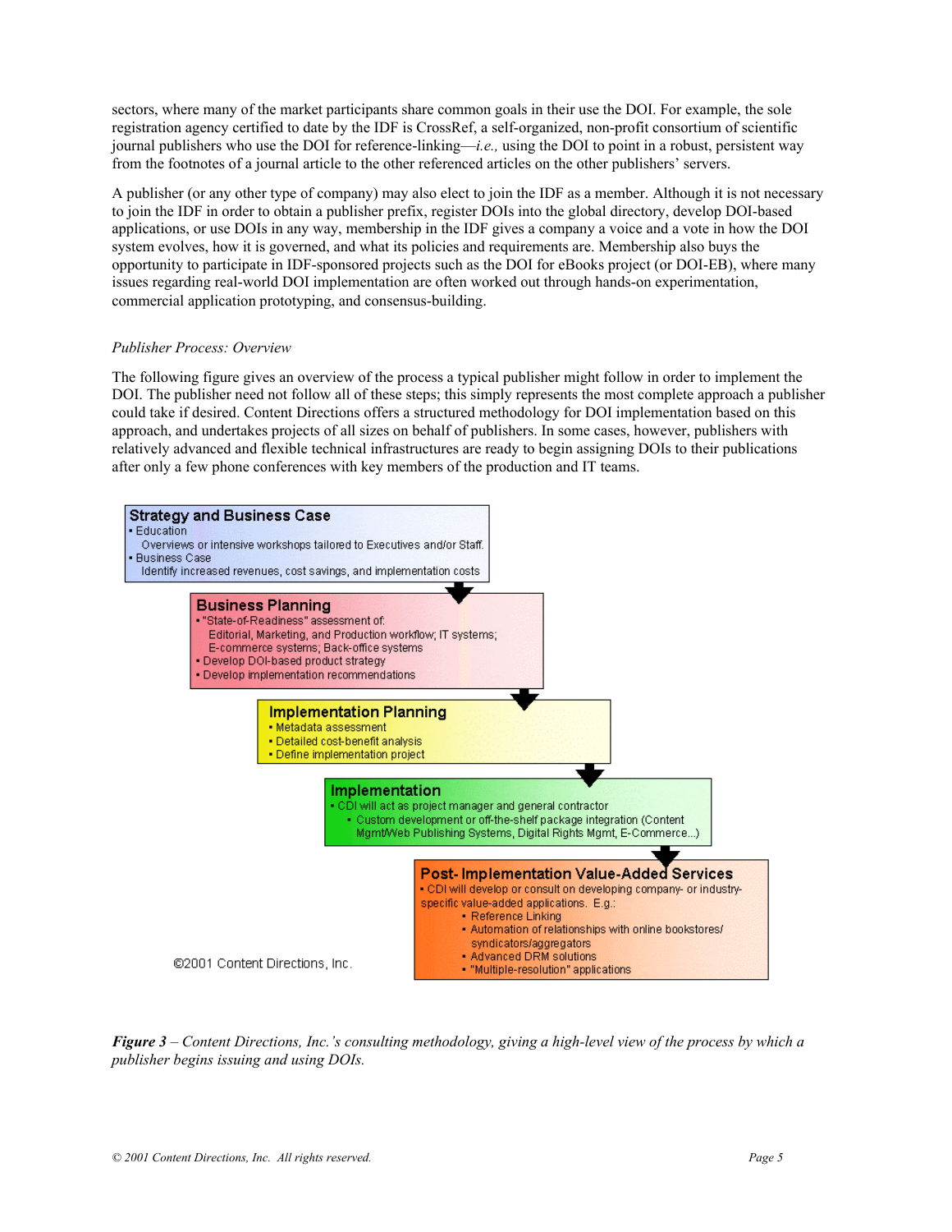sectors, where many of the market participants share common goals in their use the DOI. For example, the sole registration agency certified to date by the IDF is CrossRef, a self-organized, non-profit consortium of scientific journal publishers who use the DOI for reference-linking—*i.e.,* using the DOI to point in a robust, persistent way from the footnotes of a journal article to the other referenced articles on the other publishers' servers.

A publisher (or any other type of company) may also elect to join the IDF as a member. Although it is not necessary to join the IDF in order to obtain a publisher prefix, register DOIs into the global directory, develop DOI-based applications, or use DOIs in any way, membership in the IDF gives a company a voice and a vote in how the DOI system evolves, how it is governed, and what its policies and requirements are. Membership also buys the opportunity to participate in IDF-sponsored projects such as the DOI for eBooks project (or DOI-EB), where many issues regarding real-world DOI implementation are often worked out through hands-on experimentation, commercial application prototyping, and consensus-building.

*Publisher Process: Overview*

The following figure gives an overview of the process a typical publisher might follow in order to implement the DOI. The publisher need not follow all of these steps; this simply represents the most complete approach a publisher could take if desired. Content Directions offers a structured methodology for DOI implementation based on this approach, and undertakes projects of all sizes on behalf of publishers. In some cases, however, publishers with relatively advanced and flexible technical infrastructures are ready to begin assigning DOIs to their publications after only a few phone conferences with key members of the production and IT teams.

**Strategy and Business Case**
- Education
  Overviews or intensive workshops tailored to Executives and/or Staff
- Business Case
  Identify increased revenues, cost savings, and implementation costs

**Business Planning**
- "State-of-Readiness" assessment of:
  Editorial, Marketing, and Production workflow; IT systems; E-commerce systems; Back-office systems
- Develop DOI-based product strategy
- Develop implementation recommendations

**Implementation Planning**
- Metadata assessment
- Detailed cost-benefit analysis
- Define implementation project

**Implementation**
- CDI will act as project manager and general contractor
  - Custom development or off-the-shelf package integration (Content Mgmt/Web Publishing Systems, Digital Rights Mgmt, E-Commerce...)

**Post- Implementation Value-Added Services**
- CDI will develop or consult on developing company- or industry-specific value-added applications. E.g.:
  - Reference Linking
  - Automation of relationships with online bookstores/ syndicators/aggregators
  - Advanced DRM solutions
  - "Multiple-resolution" applications

©2001 Content Directions, Inc.

***Figure 3*** *– Content Directions, Inc.'s consulting methodology, giving a high-level view of the process by which a publisher begins issuing and using DOIs.*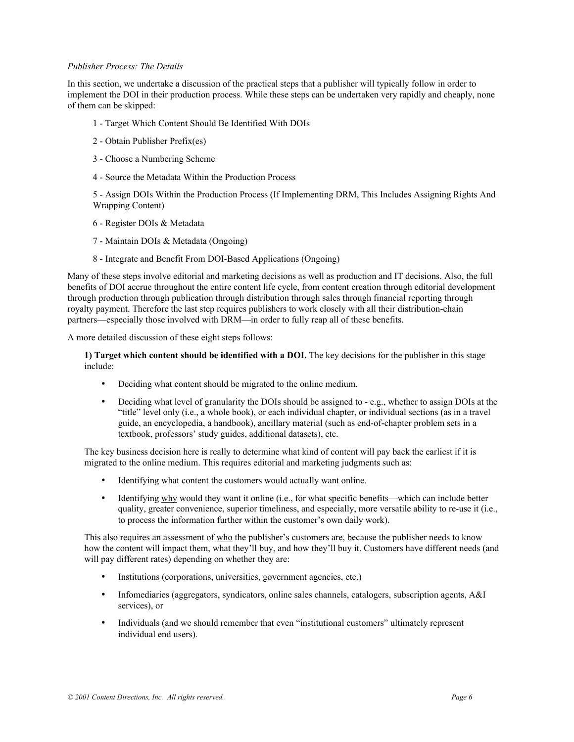*Publisher Process: The Details*

In this section, we undertake a discussion of the practical steps that a publisher will typically follow in order to implement the DOI in their production process. While these steps can be undertaken very rapidly and cheaply, none of them can be skipped:

1 - Target Which Content Should Be Identified With DOIs

2 - Obtain Publisher Prefix(es)

3 - Choose a Numbering Scheme

4 - Source the Metadata Within the Production Process

5 - Assign DOIs Within the Production Process (If Implementing DRM, This Includes Assigning Rights And Wrapping Content)

6 - Register DOIs & Metadata

7 - Maintain DOIs & Metadata (Ongoing)

8 - Integrate and Benefit From DOI-Based Applications (Ongoing)

Many of these steps involve editorial and marketing decisions as well as production and IT decisions. Also, the full benefits of DOI accrue throughout the entire content life cycle, from content creation through editorial development through production through publication through distribution through sales through financial reporting through royalty payment. Therefore the last step requires publishers to work closely with all their distribution-chain partners—especially those involved with DRM—in order to fully reap all of these benefits.

A more detailed discussion of these eight steps follows:

**1) Target which content should be identified with a DOI.** The key decisions for the publisher in this stage include:

- Deciding what content should be migrated to the online medium.
- Deciding what level of granularity the DOIs should be assigned to - e.g., whether to assign DOIs at the "title" level only (i.e., a whole book), or each individual chapter, or individual sections (as in a travel guide, an encyclopedia, a handbook), ancillary material (such as end-of-chapter problem sets in a textbook, professors' study guides, additional datasets), etc.

The key business decision here is really to determine what kind of content will pay back the earliest if it is migrated to the online medium. This requires editorial and marketing judgments such as:

- Identifying what content the customers would actually want online.
- Identifying why would they want it online (i.e., for what specific benefits—which can include better quality, greater convenience, superior timeliness, and especially, more versatile ability to re-use it (i.e., to process the information further within the customer's own daily work).

This also requires an assessment of who the publisher's customers are, because the publisher needs to know how the content will impact them, what they'll buy, and how they'll buy it. Customers have different needs (and will pay different rates) depending on whether they are:

- Institutions (corporations, universities, government agencies, etc.)
- Infomediaries (aggregators, syndicators, online sales channels, catalogers, subscription agents, A&I services), or
- Individuals (and we should remember that even "institutional customers" ultimately represent individual end users).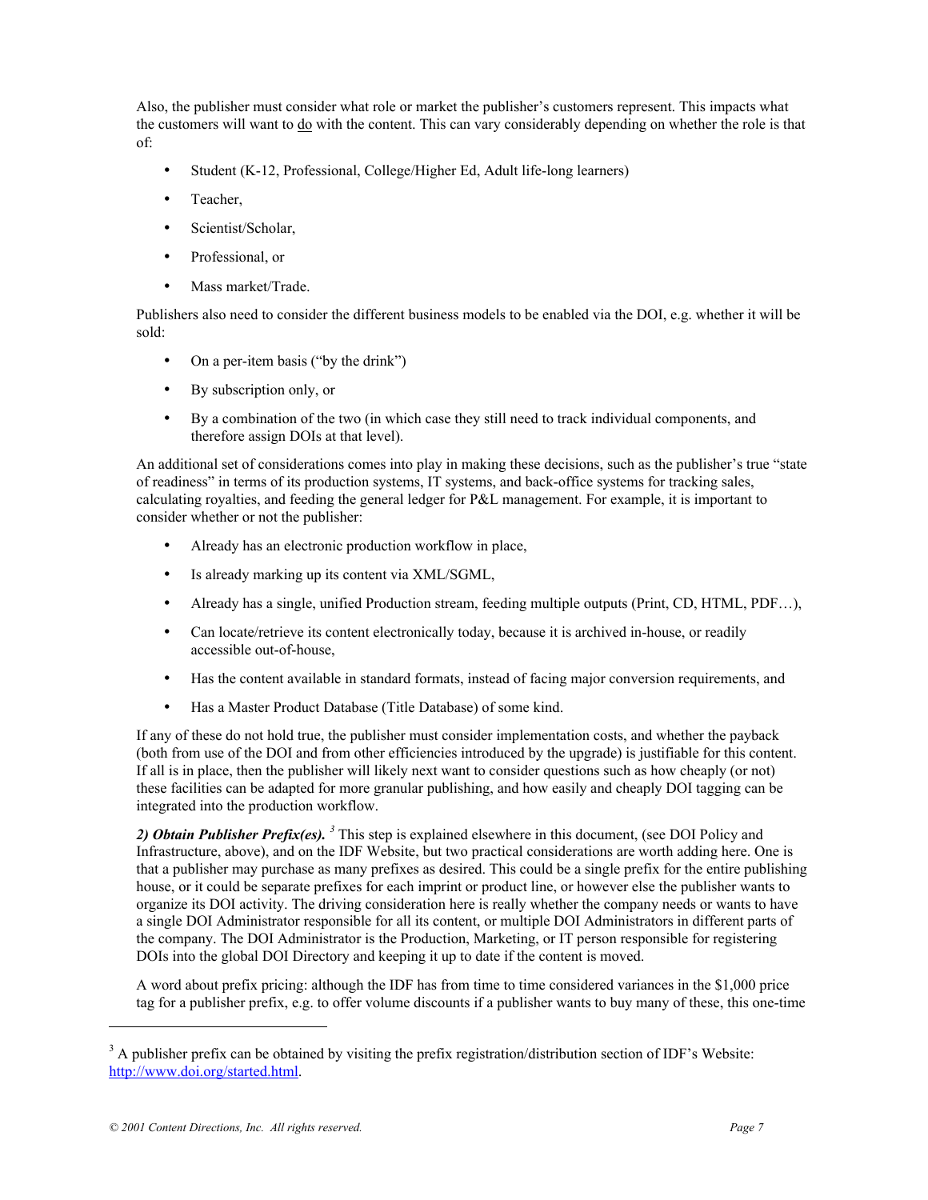Also, the publisher must consider what role or market the publisher's customers represent. This impacts what the customers will want to <u>do</u> with the content. This can vary considerably depending on whether the role is that of:

- Student (K-12, Professional, College/Higher Ed, Adult life-long learners)
- Teacher,
- Scientist/Scholar,
- Professional, or
- Mass market/Trade.

Publishers also need to consider the different business models to be enabled via the DOI, e.g. whether it will be sold:

- On a per-item basis ("by the drink")
- By subscription only, or
- By a combination of the two (in which case they still need to track individual components, and therefore assign DOIs at that level).

An additional set of considerations comes into play in making these decisions, such as the publisher's true "state of readiness" in terms of its production systems, IT systems, and back-office systems for tracking sales, calculating royalties, and feeding the general ledger for P&L management. For example, it is important to consider whether or not the publisher:

- Already has an electronic production workflow in place,
- Is already marking up its content via XML/SGML,
- Already has a single, unified Production stream, feeding multiple outputs (Print, CD, HTML, PDF…),
- Can locate/retrieve its content electronically today, because it is archived in-house, or readily accessible out-of-house,
- Has the content available in standard formats, instead of facing major conversion requirements, and
- Has a Master Product Database (Title Database) of some kind.

If any of these do not hold true, the publisher must consider implementation costs, and whether the payback (both from use of the DOI and from other efficiencies introduced by the upgrade) is justifiable for this content. If all is in place, then the publisher will likely next want to consider questions such as how cheaply (or not) these facilities can be adapted for more granular publishing, and how easily and cheaply DOI tagging can be integrated into the production workflow.

***2) Obtain Publisher Prefix(es).*** [3] This step is explained elsewhere in this document, (see DOI Policy and Infrastructure, above), and on the IDF Website, but two practical considerations are worth adding here. One is that a publisher may purchase as many prefixes as desired. This could be a single prefix for the entire publishing house, or it could be separate prefixes for each imprint or product line, or however else the publisher wants to organize its DOI activity. The driving consideration here is really whether the company needs or wants to have a single DOI Administrator responsible for all its content, or multiple DOI Administrators in different parts of the company. The DOI Administrator is the Production, Marketing, or IT person responsible for registering DOIs into the global DOI Directory and keeping it up to date if the content is moved.

A word about prefix pricing: although the IDF has from time to time considered variances in the $1,000 price tag for a publisher prefix, e.g. to offer volume discounts if a publisher wants to buy many of these, this one-time

---

[3] A publisher prefix can be obtained by visiting the prefix registration/distribution section of IDF's Website: http://www.doi.org/started.html.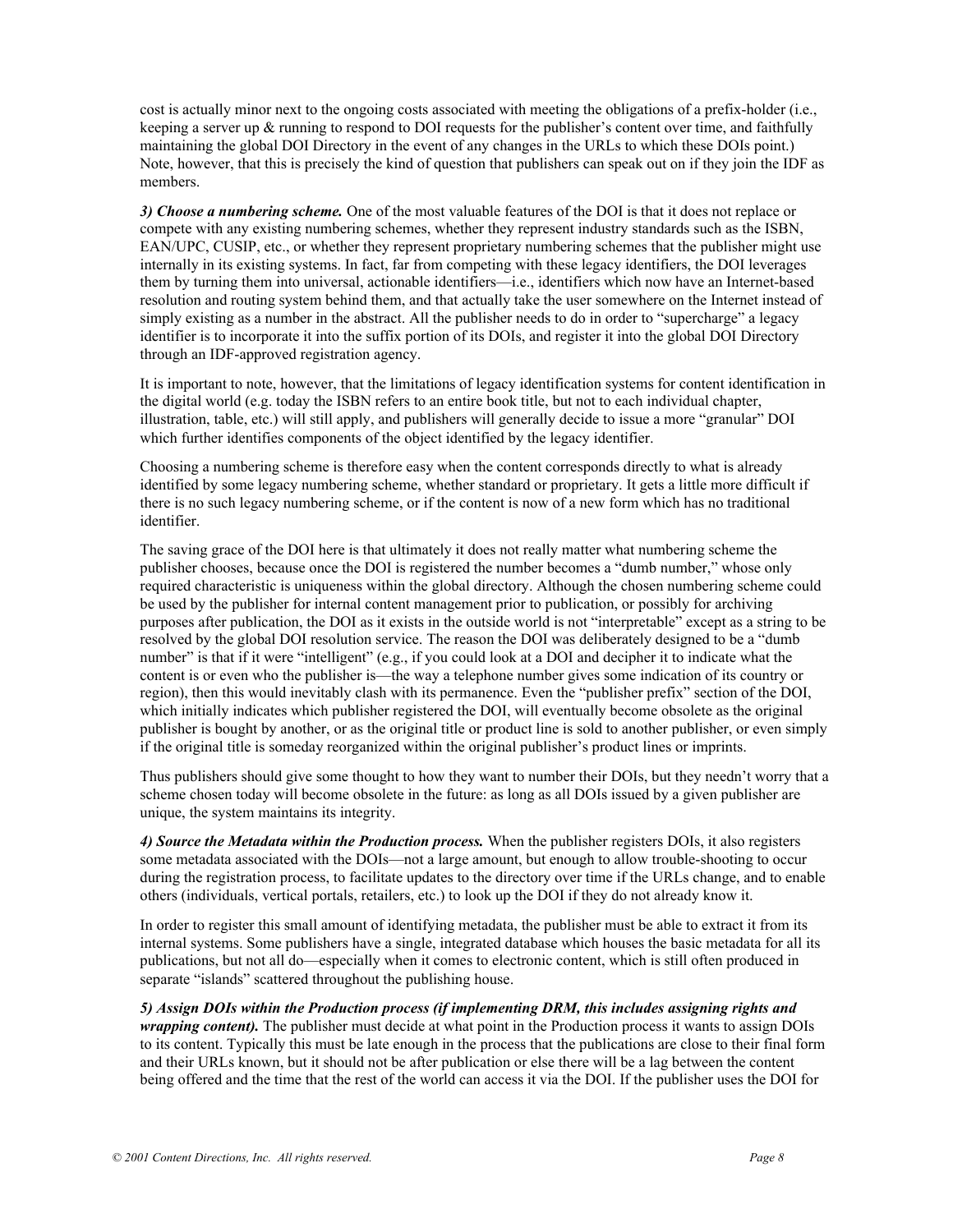cost is actually minor next to the ongoing costs associated with meeting the obligations of a prefix-holder (i.e., keeping a server up & running to respond to DOI requests for the publisher's content over time, and faithfully maintaining the global DOI Directory in the event of any changes in the URLs to which these DOIs point.) Note, however, that this is precisely the kind of question that publishers can speak out on if they join the IDF as members.

***3) Choose a numbering scheme.*** One of the most valuable features of the DOI is that it does not replace or compete with any existing numbering schemes, whether they represent industry standards such as the ISBN, EAN/UPC, CUSIP, etc., or whether they represent proprietary numbering schemes that the publisher might use internally in its existing systems. In fact, far from competing with these legacy identifiers, the DOI leverages them by turning them into universal, actionable identifiers—i.e., identifiers which now have an Internet-based resolution and routing system behind them, and that actually take the user somewhere on the Internet instead of simply existing as a number in the abstract. All the publisher needs to do in order to "supercharge" a legacy identifier is to incorporate it into the suffix portion of its DOIs, and register it into the global DOI Directory through an IDF-approved registration agency.

It is important to note, however, that the limitations of legacy identification systems for content identification in the digital world (e.g. today the ISBN refers to an entire book title, but not to each individual chapter, illustration, table, etc.) will still apply, and publishers will generally decide to issue a more "granular" DOI which further identifies components of the object identified by the legacy identifier.

Choosing a numbering scheme is therefore easy when the content corresponds directly to what is already identified by some legacy numbering scheme, whether standard or proprietary. It gets a little more difficult if there is no such legacy numbering scheme, or if the content is now of a new form which has no traditional identifier.

The saving grace of the DOI here is that ultimately it does not really matter what numbering scheme the publisher chooses, because once the DOI is registered the number becomes a "dumb number," whose only required characteristic is uniqueness within the global directory. Although the chosen numbering scheme could be used by the publisher for internal content management prior to publication, or possibly for archiving purposes after publication, the DOI as it exists in the outside world is not "interpretable" except as a string to be resolved by the global DOI resolution service. The reason the DOI was deliberately designed to be a "dumb number" is that if it were "intelligent" (e.g., if you could look at a DOI and decipher it to indicate what the content is or even who the publisher is—the way a telephone number gives some indication of its country or region), then this would inevitably clash with its permanence. Even the "publisher prefix" section of the DOI, which initially indicates which publisher registered the DOI, will eventually become obsolete as the original publisher is bought by another, or as the original title or product line is sold to another publisher, or even simply if the original title is someday reorganized within the original publisher's product lines or imprints.

Thus publishers should give some thought to how they want to number their DOIs, but they needn't worry that a scheme chosen today will become obsolete in the future: as long as all DOIs issued by a given publisher are unique, the system maintains its integrity.

***4) Source the Metadata within the Production process.*** When the publisher registers DOIs, it also registers some metadata associated with the DOIs—not a large amount, but enough to allow trouble-shooting to occur during the registration process, to facilitate updates to the directory over time if the URLs change, and to enable others (individuals, vertical portals, retailers, etc.) to look up the DOI if they do not already know it.

In order to register this small amount of identifying metadata, the publisher must be able to extract it from its internal systems. Some publishers have a single, integrated database which houses the basic metadata for all its publications, but not all do—especially when it comes to electronic content, which is still often produced in separate "islands" scattered throughout the publishing house.

***5) Assign DOIs within the Production process (if implementing DRM, this includes assigning rights and wrapping content).*** The publisher must decide at what point in the Production process it wants to assign DOIs to its content. Typically this must be late enough in the process that the publications are close to their final form and their URLs known, but it should not be after publication or else there will be a lag between the content being offered and the time that the rest of the world can access it via the DOI. If the publisher uses the DOI for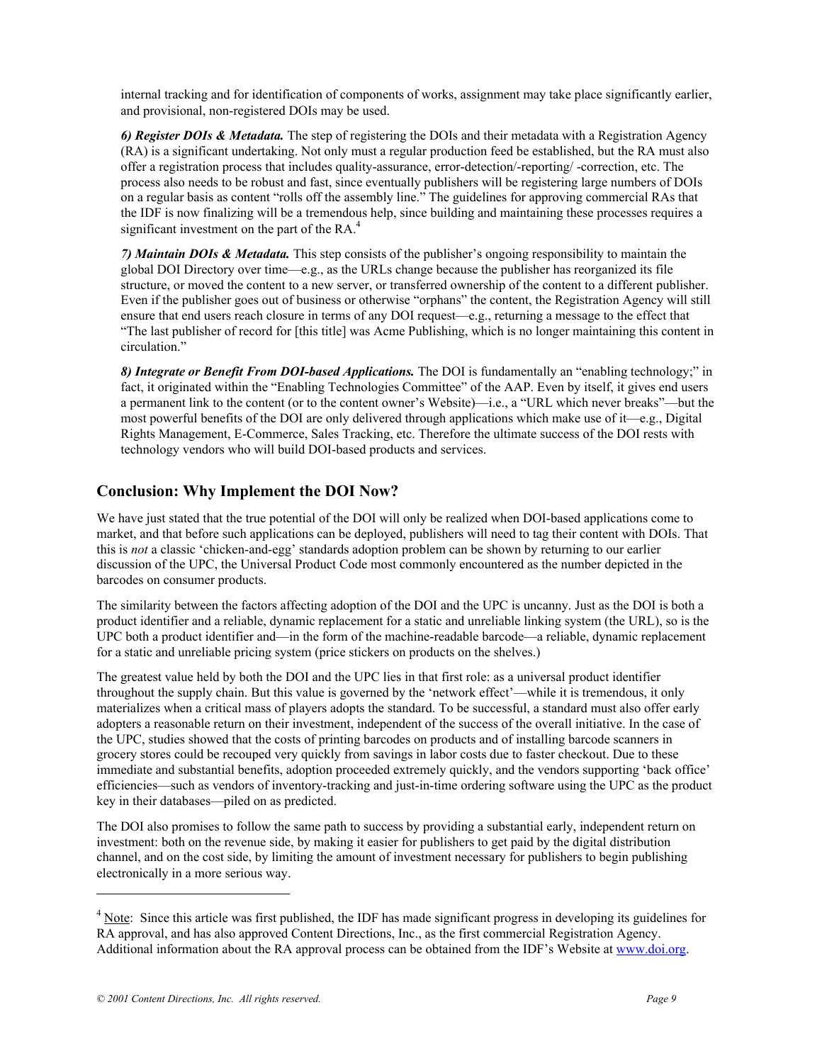internal tracking and for identification of components of works, assignment may take place significantly earlier, and provisional, non-registered DOIs may be used.

***6) Register DOIs & Metadata.*** The step of registering the DOIs and their metadata with a Registration Agency (RA) is a significant undertaking. Not only must a regular production feed be established, but the RA must also offer a registration process that includes quality-assurance, error-detection/-reporting/ -correction, etc. The process also needs to be robust and fast, since eventually publishers will be registering large numbers of DOIs on a regular basis as content "rolls off the assembly line." The guidelines for approving commercial RAs that the IDF is now finalizing will be a tremendous help, since building and maintaining these processes requires a significant investment on the part of the RA.[4]

***7) Maintain DOIs & Metadata.*** This step consists of the publisher's ongoing responsibility to maintain the global DOI Directory over time—e.g., as the URLs change because the publisher has reorganized its file structure, or moved the content to a new server, or transferred ownership of the content to a different publisher. Even if the publisher goes out of business or otherwise "orphans" the content, the Registration Agency will still ensure that end users reach closure in terms of any DOI request—e.g., returning a message to the effect that "The last publisher of record for [this title] was Acme Publishing, which is no longer maintaining this content in circulation."

***8) Integrate or Benefit From DOI-based Applications.*** The DOI is fundamentally an "enabling technology;" in fact, it originated within the "Enabling Technologies Committee" of the AAP. Even by itself, it gives end users a permanent link to the content (or to the content owner's Website)—i.e., a "URL which never breaks"—but the most powerful benefits of the DOI are only delivered through applications which make use of it—e.g., Digital Rights Management, E-Commerce, Sales Tracking, etc. Therefore the ultimate success of the DOI rests with technology vendors who will build DOI-based products and services.

## Conclusion: Why Implement the DOI Now?

We have just stated that the true potential of the DOI will only be realized when DOI-based applications come to market, and that before such applications can be deployed, publishers will need to tag their content with DOIs. That this is *not* a classic 'chicken-and-egg' standards adoption problem can be shown by returning to our earlier discussion of the UPC, the Universal Product Code most commonly encountered as the number depicted in the barcodes on consumer products.

The similarity between the factors affecting adoption of the DOI and the UPC is uncanny. Just as the DOI is both a product identifier and a reliable, dynamic replacement for a static and unreliable linking system (the URL), so is the UPC both a product identifier and—in the form of the machine-readable barcode—a reliable, dynamic replacement for a static and unreliable pricing system (price stickers on products on the shelves.)

The greatest value held by both the DOI and the UPC lies in that first role: as a universal product identifier throughout the supply chain. But this value is governed by the 'network effect'—while it is tremendous, it only materializes when a critical mass of players adopts the standard. To be successful, a standard must also offer early adopters a reasonable return on their investment, independent of the success of the overall initiative. In the case of the UPC, studies showed that the costs of printing barcodes on products and of installing barcode scanners in grocery stores could be recouped very quickly from savings in labor costs due to faster checkout. Due to these immediate and substantial benefits, adoption proceeded extremely quickly, and the vendors supporting 'back office' efficiencies—such as vendors of inventory-tracking and just-in-time ordering software using the UPC as the product key in their databases—piled on as predicted.

The DOI also promises to follow the same path to success by providing a substantial early, independent return on investment: both on the revenue side, by making it easier for publishers to get paid by the digital distribution channel, and on the cost side, by limiting the amount of investment necessary for publishers to begin publishing electronically in a more serious way.

---

[4] Note: Since this article was first published, the IDF has made significant progress in developing its guidelines for RA approval, and has also approved Content Directions, Inc., as the first commercial Registration Agency. Additional information about the RA approval process can be obtained from the IDF's Website at www.doi.org.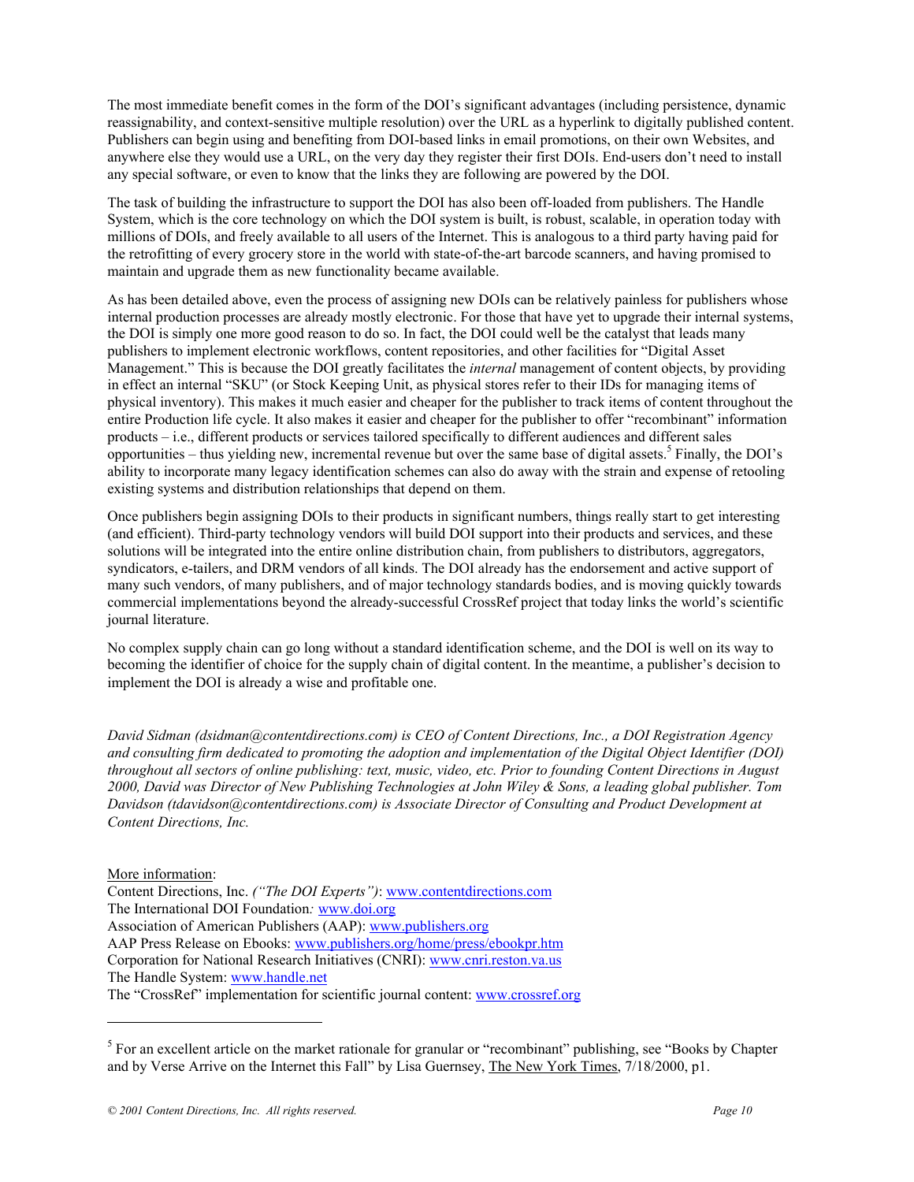The most immediate benefit comes in the form of the DOI's significant advantages (including persistence, dynamic reassignability, and context-sensitive multiple resolution) over the URL as a hyperlink to digitally published content. Publishers can begin using and benefiting from DOI-based links in email promotions, on their own Websites, and anywhere else they would use a URL, on the very day they register their first DOIs. End-users don't need to install any special software, or even to know that the links they are following are powered by the DOI.

The task of building the infrastructure to support the DOI has also been off-loaded from publishers. The Handle System, which is the core technology on which the DOI system is built, is robust, scalable, in operation today with millions of DOIs, and freely available to all users of the Internet. This is analogous to a third party having paid for the retrofitting of every grocery store in the world with state-of-the-art barcode scanners, and having promised to maintain and upgrade them as new functionality became available.

As has been detailed above, even the process of assigning new DOIs can be relatively painless for publishers whose internal production processes are already mostly electronic. For those that have yet to upgrade their internal systems, the DOI is simply one more good reason to do so. In fact, the DOI could well be the catalyst that leads many publishers to implement electronic workflows, content repositories, and other facilities for "Digital Asset Management." This is because the DOI greatly facilitates the *internal* management of content objects, by providing in effect an internal "SKU" (or Stock Keeping Unit, as physical stores refer to their IDs for managing items of physical inventory). This makes it much easier and cheaper for the publisher to track items of content throughout the entire Production life cycle. It also makes it easier and cheaper for the publisher to offer "recombinant" information products – i.e., different products or services tailored specifically to different audiences and different sales opportunities – thus yielding new, incremental revenue but over the same base of digital assets.[5] Finally, the DOI's ability to incorporate many legacy identification schemes can also do away with the strain and expense of retooling existing systems and distribution relationships that depend on them.

Once publishers begin assigning DOIs to their products in significant numbers, things really start to get interesting (and efficient). Third-party technology vendors will build DOI support into their products and services, and these solutions will be integrated into the entire online distribution chain, from publishers to distributors, aggregators, syndicators, e-tailers, and DRM vendors of all kinds. The DOI already has the endorsement and active support of many such vendors, of many publishers, and of major technology standards bodies, and is moving quickly towards commercial implementations beyond the already-successful CrossRef project that today links the world's scientific journal literature.

No complex supply chain can go long without a standard identification scheme, and the DOI is well on its way to becoming the identifier of choice for the supply chain of digital content. In the meantime, a publisher's decision to implement the DOI is already a wise and profitable one.

*David Sidman (dsidman@contentdirections.com) is CEO of Content Directions, Inc., a DOI Registration Agency and consulting firm dedicated to promoting the adoption and implementation of the Digital Object Identifier (DOI) throughout all sectors of online publishing: text, music, video, etc. Prior to founding Content Directions in August 2000, David was Director of New Publishing Technologies at John Wiley & Sons, a leading global publisher. Tom Davidson (tdavidson@contentdirections.com) is Associate Director of Consulting and Product Development at Content Directions, Inc.*

More information:
Content Directions, Inc. *("The DOI Experts")*: www.contentdirections.com
The International DOI Foundation*:* www.doi.org
Association of American Publishers (AAP): www.publishers.org
AAP Press Release on Ebooks: www.publishers.org/home/press/ebookpr.htm
Corporation for National Research Initiatives (CNRI): www.cnri.reston.va.us
The Handle System: www.handle.net
The "CrossRef" implementation for scientific journal content: www.crossref.org

---

[5] For an excellent article on the market rationale for granular or "recombinant" publishing, see "Books by Chapter and by Verse Arrive on the Internet this Fall" by Lisa Guernsey, The New York Times, 7/18/2000, p1.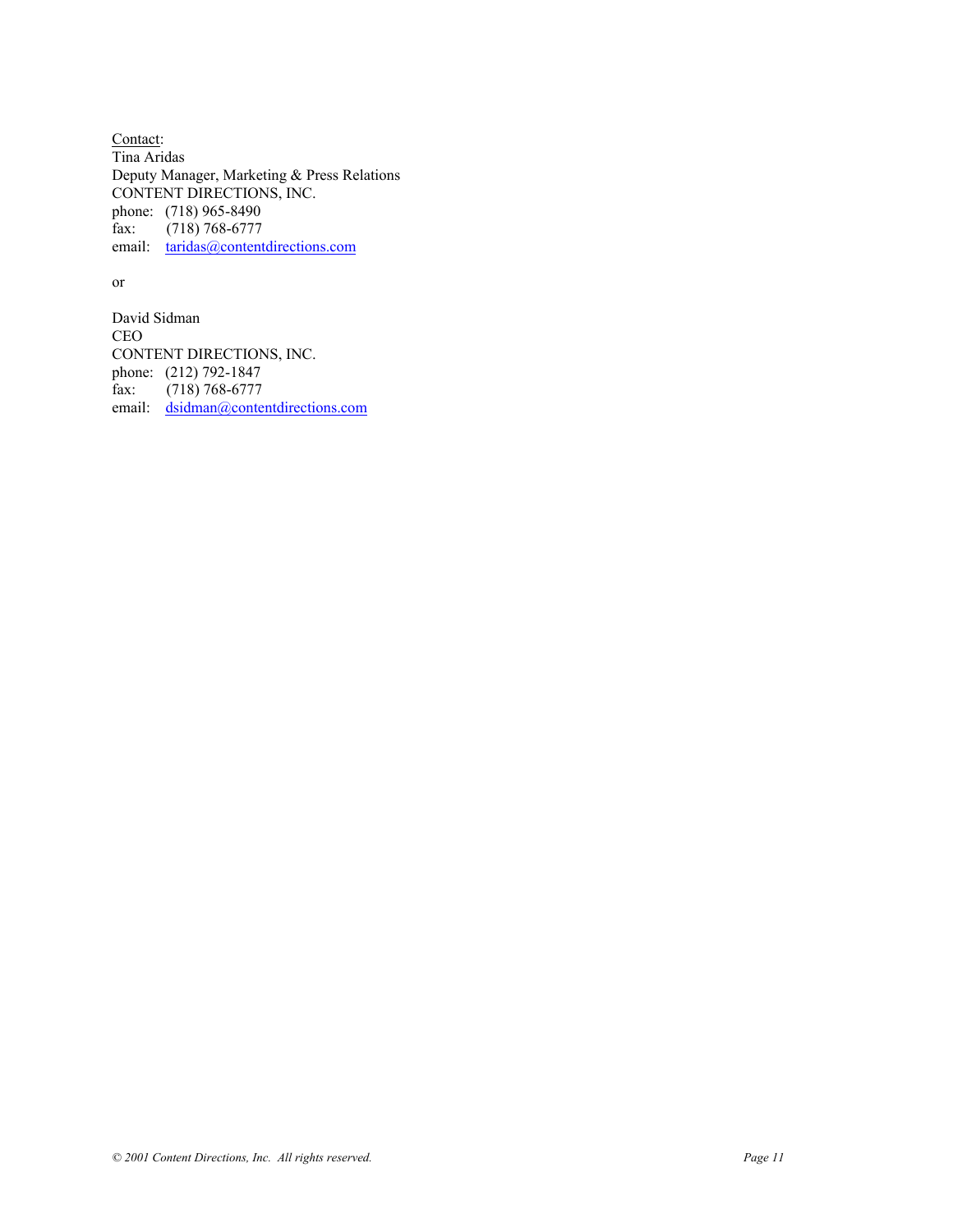Contact:
Tina Aridas
Deputy Manager, Marketing & Press Relations
CONTENT DIRECTIONS, INC.
phone: (718) 965-8490
fax: (718) 768-6777
email: taridas@contentdirections.com

or

David Sidman
CEO
CONTENT DIRECTIONS, INC.
phone: (212) 792-1847
fax: (718) 768-6777
email: dsidman@contentdirections.com

*© 2001 Content Directions, Inc. All rights reserved.*